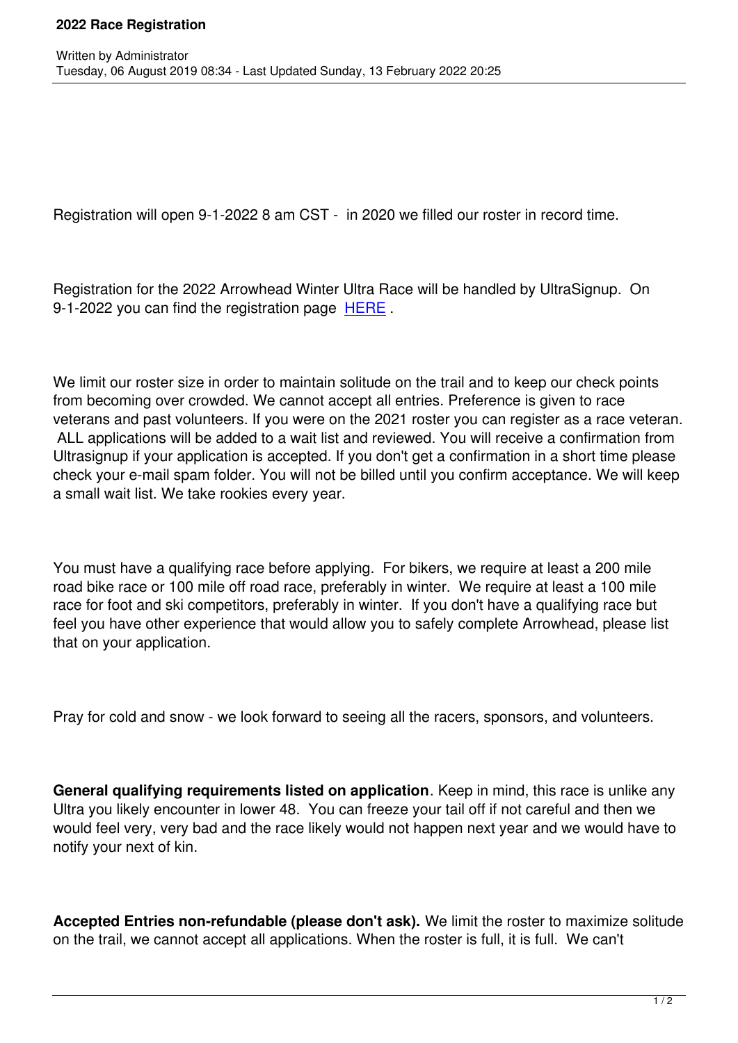# 2022 Race Registration

Written by Administrator
Tuesday, 06 August 2019 08:34 - Last Updated Sunday, 13 February 2022 20:25

Registration will open 9-1-2022 8 am CST - in 2020 we filled our roster in record time.

Registration for the 2022 Arrowhead Winter Ultra Race will be handled by UltraSignup. On 9-1-2022 you can find the registration page HERE .

We limit our roster size in order to maintain solitude on the trail and to keep our check points from becoming over crowded. We cannot accept all entries. Preference is given to race veterans and past volunteers. If you were on the 2021 roster you can register as a race veteran. ALL applications will be added to a wait list and reviewed. You will receive a confirmation from Ultrasignup if your application is accepted. If you don't get a confirmation in a short time please check your e-mail spam folder. You will not be billed until you confirm acceptance. We will keep a small wait list. We take rookies every year.

You must have a qualifying race before applying. For bikers, we require at least a 200 mile road bike race or 100 mile off road race, preferably in winter. We require at least a 100 mile race for foot and ski competitors, preferably in winter. If you don't have a qualifying race but feel you have other experience that would allow you to safely complete Arrowhead, please list that on your application.

Pray for cold and snow - we look forward to seeing all the racers, sponsors, and volunteers.

**General qualifying requirements listed on application**. Keep in mind, this race is unlike any Ultra you likely encounter in lower 48. You can freeze your tail off if not careful and then we would feel very, very bad and the race likely would not happen next year and we would have to notify your next of kin.

**Accepted Entries non-refundable (please don't ask).** We limit the roster to maximize solitude on the trail, we cannot accept all applications. When the roster is full, it is full. We can't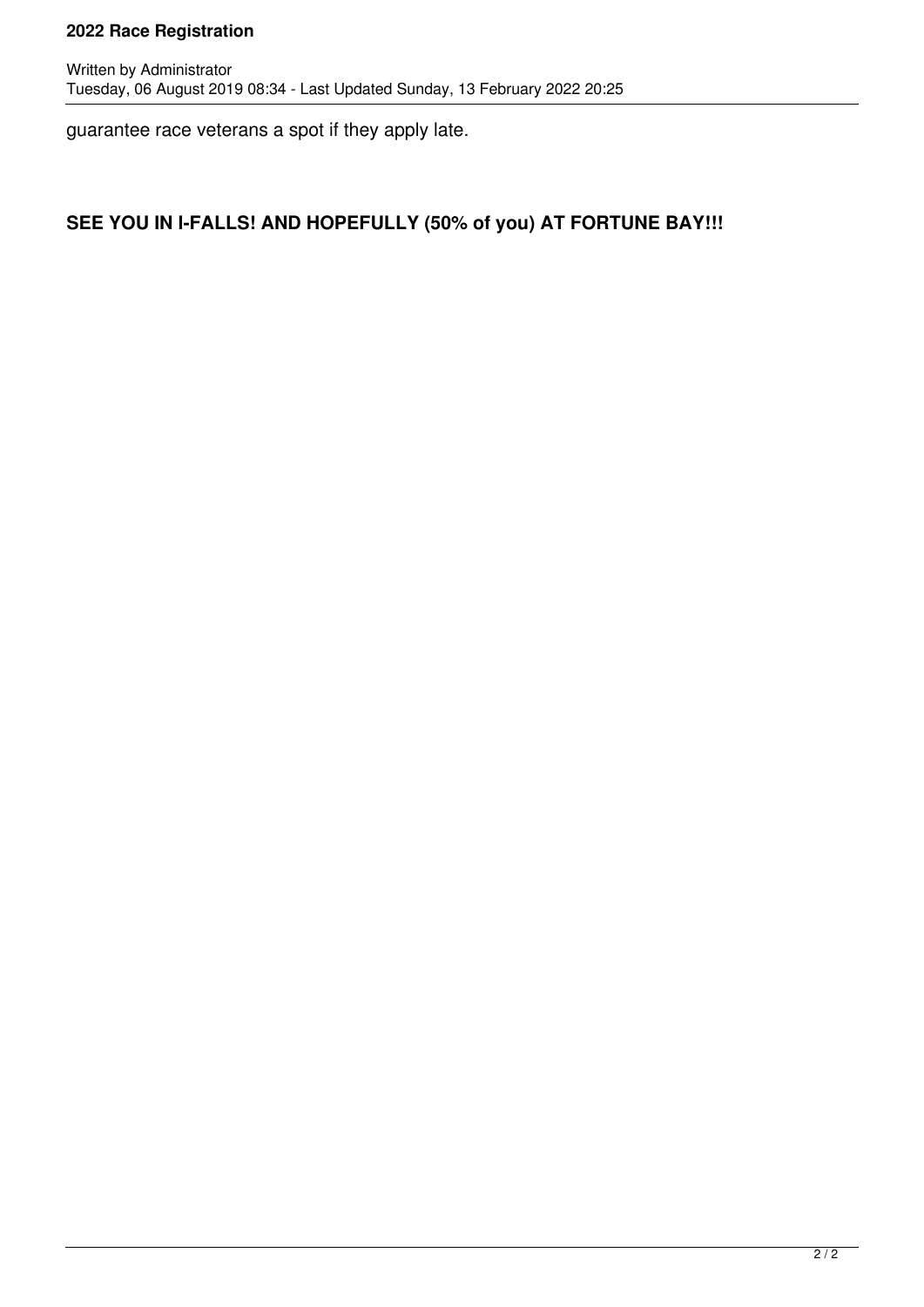guarantee race veterans a spot if they apply late.

**SEE YOU IN I-FALLS! AND HOPEFULLY (50% of you) AT FORTUNE BAY!!!**